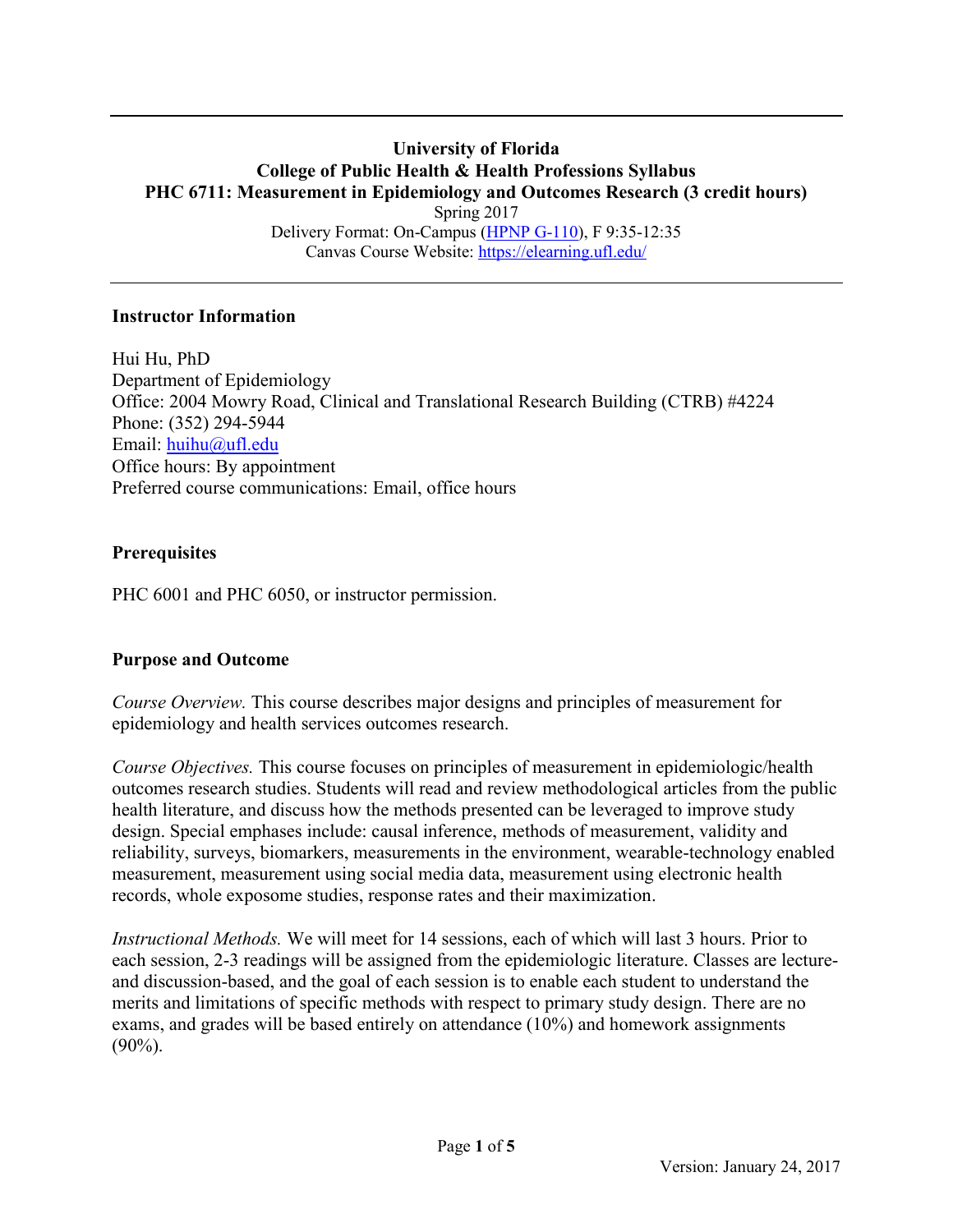**University of Florida**
**College of Public Health & Health Professions Syllabus**
**PHC 6711: Measurement in Epidemiology and Outcomes Research (3 credit hours)**
Spring 2017
Delivery Format: On-Campus (HPNP G-110), F 9:35-12:35
Canvas Course Website: https://elearning.ufl.edu/

---

## Instructor Information

Hui Hu, PhD
Department of Epidemiology
Office: 2004 Mowry Road, Clinical and Translational Research Building (CTRB) #4224
Phone: (352) 294-5944
Email: huihu@ufl.edu
Office hours: By appointment
Preferred course communications: Email, office hours

## Prerequisites

PHC 6001 and PHC 6050, or instructor permission.

## Purpose and Outcome

*Course Overview.* This course describes major designs and principles of measurement for epidemiology and health services outcomes research.

*Course Objectives.* This course focuses on principles of measurement in epidemiologic/health outcomes research studies. Students will read and review methodological articles from the public health literature, and discuss how the methods presented can be leveraged to improve study design. Special emphases include: causal inference, methods of measurement, validity and reliability, surveys, biomarkers, measurements in the environment, wearable-technology enabled measurement, measurement using social media data, measurement using electronic health records, whole exposome studies, response rates and their maximization.

*Instructional Methods.* We will meet for 14 sessions, each of which will last 3 hours. Prior to each session, 2-3 readings will be assigned from the epidemiologic literature. Classes are lecture- and discussion-based, and the goal of each session is to enable each student to understand the merits and limitations of specific methods with respect to primary study design. There are no exams, and grades will be based entirely on attendance (10%) and homework assignments (90%).

Version: January 24, 2017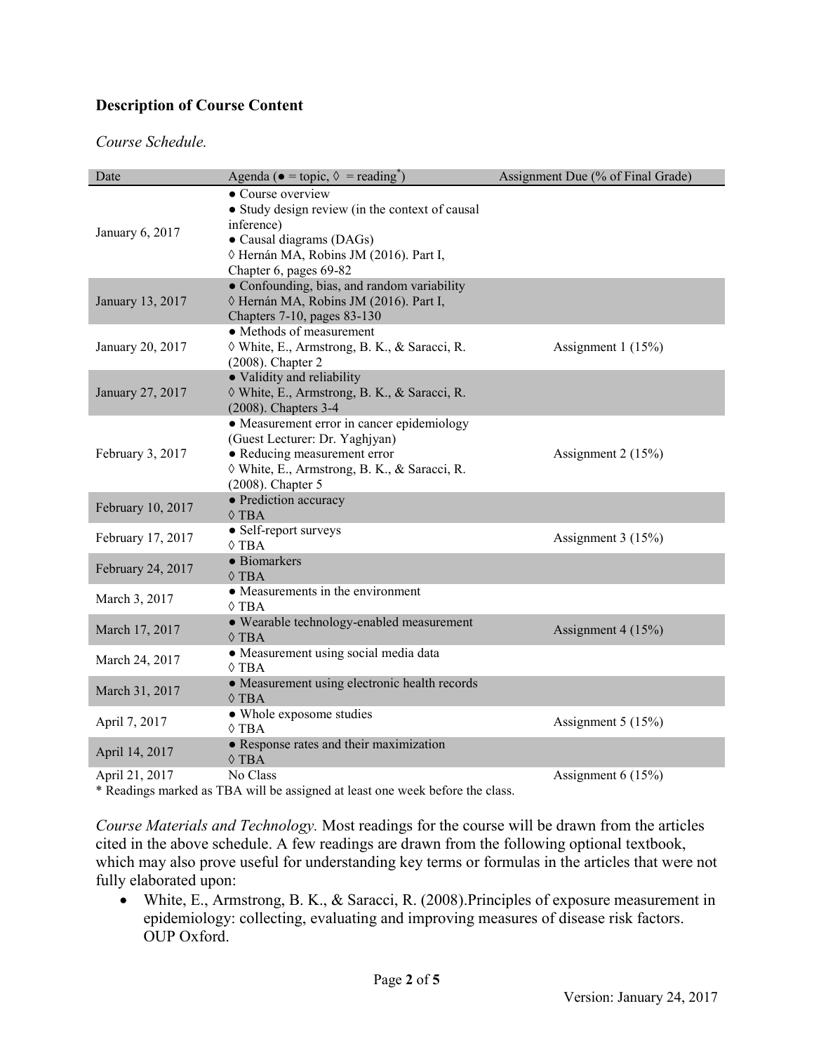**Description of Course Content**

*Course Schedule.*

| Date | Agenda (● = topic, ◊ = reading*) | Assignment Due (% of Final Grade) |
| --- | --- | --- |
| January 6, 2017 | ● Course overview<br>● Study design review (in the context of causal inference)<br>● Causal diagrams (DAGs)<br>◊ Hernán MA, Robins JM (2016). Part I, Chapter 6, pages 69-82 | |
| January 13, 2017 | ● Confounding, bias, and random variability<br>◊ Hernán MA, Robins JM (2016). Part I, Chapters 7-10, pages 83-130 | |
| January 20, 2017 | ● Methods of measurement<br>◊ White, E., Armstrong, B. K., & Saracci, R. (2008). Chapter 2 | Assignment 1 (15%) |
| January 27, 2017 | ● Validity and reliability<br>◊ White, E., Armstrong, B. K., & Saracci, R. (2008). Chapters 3-4 | |
| February 3, 2017 | ● Measurement error in cancer epidemiology (Guest Lecturer: Dr. Yaghjyan)<br>● Reducing measurement error<br>◊ White, E., Armstrong, B. K., & Saracci, R. (2008). Chapter 5 | Assignment 2 (15%) |
| February 10, 2017 | ● Prediction accuracy<br>◊ TBA | |
| February 17, 2017 | ● Self-report surveys<br>◊ TBA | Assignment 3 (15%) |
| February 24, 2017 | ● Biomarkers<br>◊ TBA | |
| March 3, 2017 | ● Measurements in the environment<br>◊ TBA | |
| March 17, 2017 | ● Wearable technology-enabled measurement<br>◊ TBA | Assignment 4 (15%) |
| March 24, 2017 | ● Measurement using social media data<br>◊ TBA | |
| March 31, 2017 | ● Measurement using electronic health records<br>◊ TBA | |
| April 7, 2017 | ● Whole exposome studies<br>◊ TBA | Assignment 5 (15%) |
| April 14, 2017 | ● Response rates and their maximization<br>◊ TBA | |
| April 21, 2017 | No Class | Assignment 6 (15%) |

\* Readings marked as TBA will be assigned at least one week before the class.

*Course Materials and Technology.* Most readings for the course will be drawn from the articles cited in the above schedule. A few readings are drawn from the following optional textbook, which may also prove useful for understanding key terms or formulas in the articles that were not fully elaborated upon:

- White, E., Armstrong, B. K., & Saracci, R. (2008).Principles of exposure measurement in epidemiology: collecting, evaluating and improving measures of disease risk factors. OUP Oxford.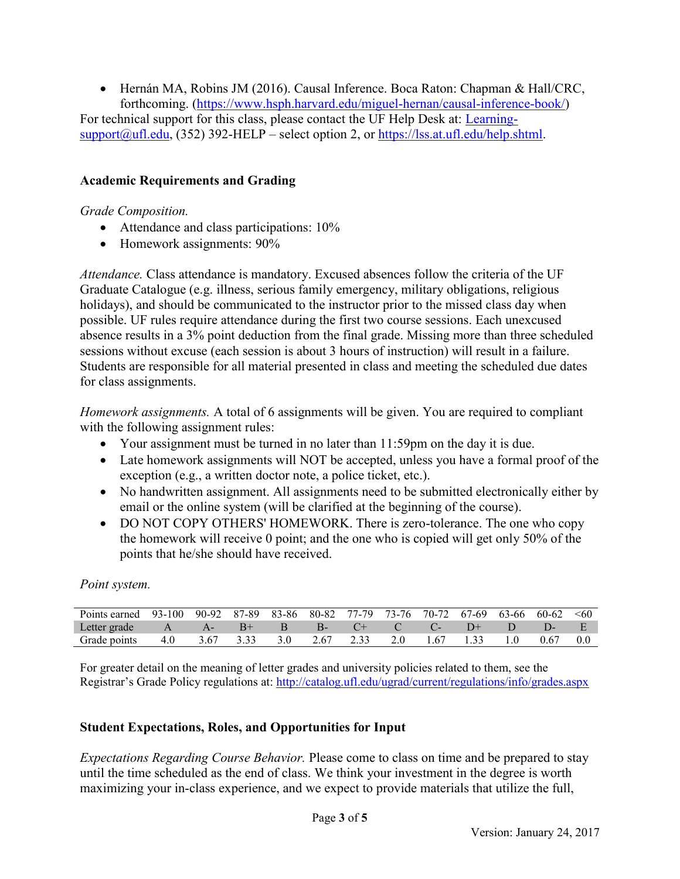- Hernán MA, Robins JM (2016). Causal Inference. Boca Raton: Chapman & Hall/CRC, forthcoming. (https://www.hsph.harvard.edu/miguel-hernan/causal-inference-book/)

For technical support for this class, please contact the UF Help Desk at: Learning-support@ufl.edu, (352) 392-HELP – select option 2, or https://lss.at.ufl.edu/help.shtml.

### Academic Requirements and Grading

*Grade Composition.*

- Attendance and class participations: 10%
- Homework assignments: 90%

*Attendance.* Class attendance is mandatory. Excused absences follow the criteria of the UF Graduate Catalogue (e.g. illness, serious family emergency, military obligations, religious holidays), and should be communicated to the instructor prior to the missed class day when possible. UF rules require attendance during the first two course sessions. Each unexcused absence results in a 3% point deduction from the final grade. Missing more than three scheduled sessions without excuse (each session is about 3 hours of instruction) will result in a failure. Students are responsible for all material presented in class and meeting the scheduled due dates for class assignments.

*Homework assignments.* A total of 6 assignments will be given. You are required to compliant with the following assignment rules:

- Your assignment must be turned in no later than 11:59pm on the day it is due.
- Late homework assignments will NOT be accepted, unless you have a formal proof of the exception (e.g., a written doctor note, a police ticket, etc.).
- No handwritten assignment. All assignments need to be submitted electronically either by email or the online system (will be clarified at the beginning of the course).
- DO NOT COPY OTHERS' HOMEWORK. There is zero-tolerance. The one who copy the homework will receive 0 point; and the one who is copied will get only 50% of the points that he/she should have received.

*Point system.*

| Points earned | 93-100 | 90-92 | 87-89 | 83-86 | 80-82 | 77-79 | 73-76 | 70-72 | 67-69 | 63-66 | 60-62 | <60 |
|---|---|---|---|---|---|---|---|---|---|---|---|---|
| Letter grade | A | A- | B+ | B | B- | C+ | C | C- | D+ | D | D- | E |
| Grade points | 4.0 | 3.67 | 3.33 | 3.0 | 2.67 | 2.33 | 2.0 | 1.67 | 1.33 | 1.0 | 0.67 | 0.0 |

For greater detail on the meaning of letter grades and university policies related to them, see the Registrar's Grade Policy regulations at: http://catalog.ufl.edu/ugrad/current/regulations/info/grades.aspx

### Student Expectations, Roles, and Opportunities for Input

*Expectations Regarding Course Behavior.* Please come to class on time and be prepared to stay until the time scheduled as the end of class. We think your investment in the degree is worth maximizing your in-class experience, and we expect to provide materials that utilize the full,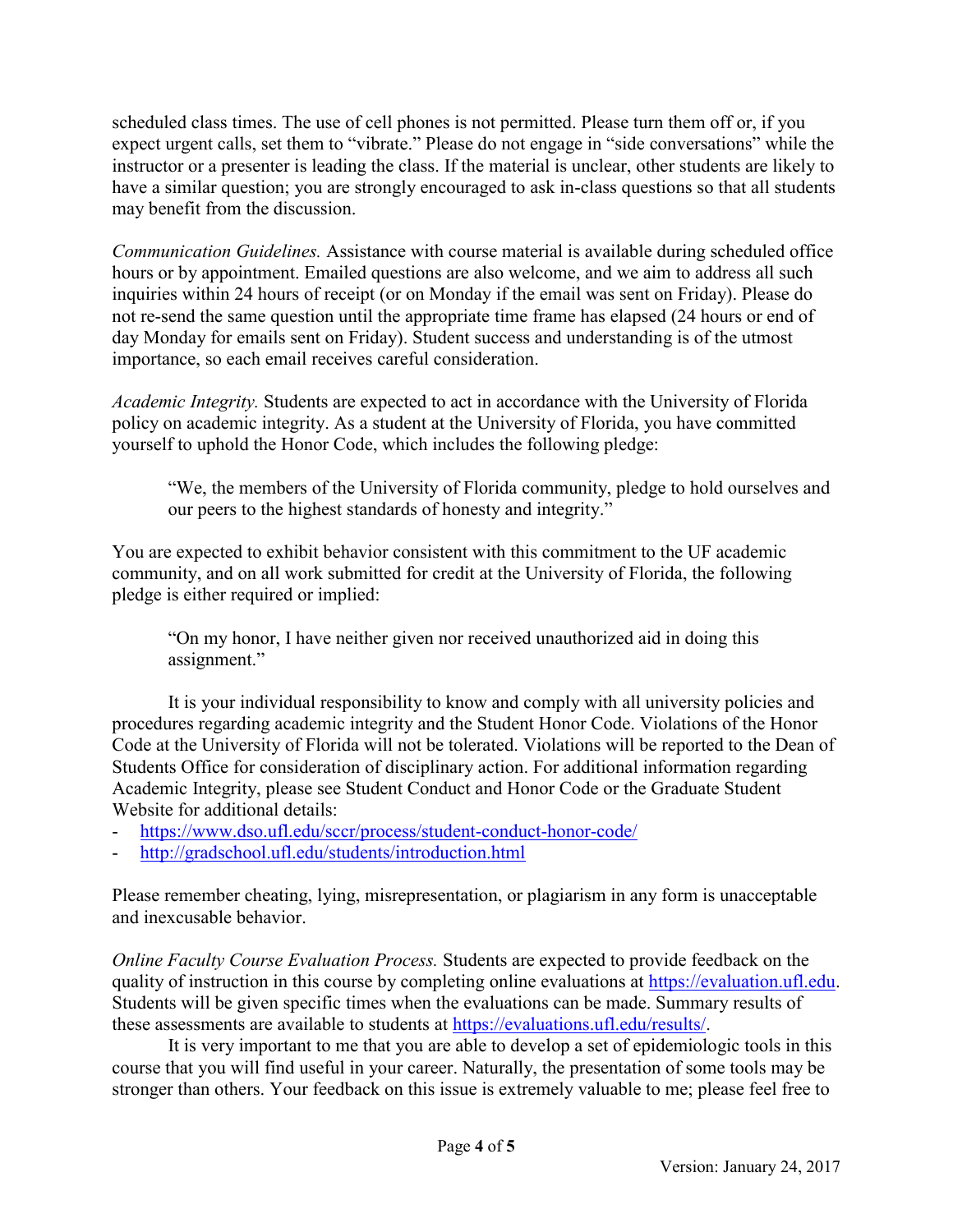scheduled class times. The use of cell phones is not permitted. Please turn them off or, if you expect urgent calls, set them to "vibrate." Please do not engage in "side conversations" while the instructor or a presenter is leading the class. If the material is unclear, other students are likely to have a similar question; you are strongly encouraged to ask in-class questions so that all students may benefit from the discussion.

*Communication Guidelines.* Assistance with course material is available during scheduled office hours or by appointment. Emailed questions are also welcome, and we aim to address all such inquiries within 24 hours of receipt (or on Monday if the email was sent on Friday). Please do not re-send the same question until the appropriate time frame has elapsed (24 hours or end of day Monday for emails sent on Friday). Student success and understanding is of the utmost importance, so each email receives careful consideration.

*Academic Integrity.* Students are expected to act in accordance with the University of Florida policy on academic integrity. As a student at the University of Florida, you have committed yourself to uphold the Honor Code, which includes the following pledge:

> "We, the members of the University of Florida community, pledge to hold ourselves and our peers to the highest standards of honesty and integrity."

You are expected to exhibit behavior consistent with this commitment to the UF academic community, and on all work submitted for credit at the University of Florida, the following pledge is either required or implied:

> "On my honor, I have neither given nor received unauthorized aid in doing this assignment."

It is your individual responsibility to know and comply with all university policies and procedures regarding academic integrity and the Student Honor Code. Violations of the Honor Code at the University of Florida will not be tolerated. Violations will be reported to the Dean of Students Office for consideration of disciplinary action. For additional information regarding Academic Integrity, please see Student Conduct and Honor Code or the Graduate Student Website for additional details:

- https://www.dso.ufl.edu/sccr/process/student-conduct-honor-code/
- http://gradschool.ufl.edu/students/introduction.html

Please remember cheating, lying, misrepresentation, or plagiarism in any form is unacceptable and inexcusable behavior.

*Online Faculty Course Evaluation Process.* Students are expected to provide feedback on the quality of instruction in this course by completing online evaluations at https://evaluation.ufl.edu. Students will be given specific times when the evaluations can be made. Summary results of these assessments are available to students at https://evaluations.ufl.edu/results/.

It is very important to me that you are able to develop a set of epidemiologic tools in this course that you will find useful in your career. Naturally, the presentation of some tools may be stronger than others. Your feedback on this issue is extremely valuable to me; please feel free to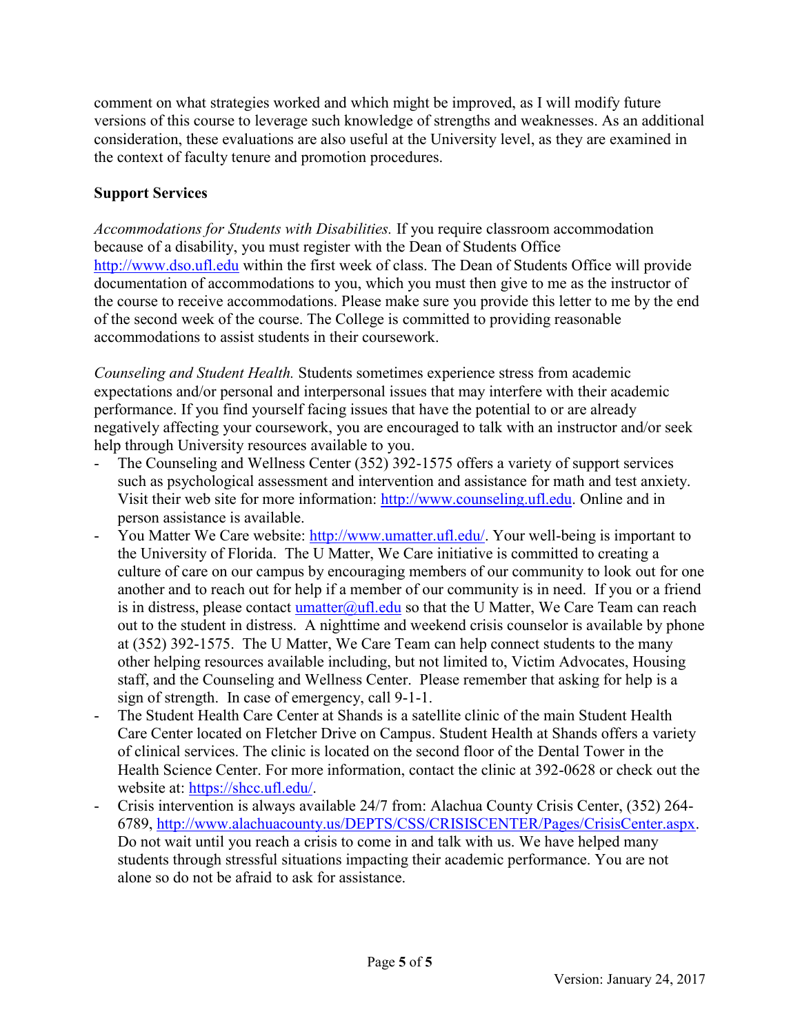comment on what strategies worked and which might be improved, as I will modify future versions of this course to leverage such knowledge of strengths and weaknesses. As an additional consideration, these evaluations are also useful at the University level, as they are examined in the context of faculty tenure and promotion procedures.

**Support Services**

*Accommodations for Students with Disabilities.* If you require classroom accommodation because of a disability, you must register with the Dean of Students Office http://www.dso.ufl.edu within the first week of class. The Dean of Students Office will provide documentation of accommodations to you, which you must then give to me as the instructor of the course to receive accommodations. Please make sure you provide this letter to me by the end of the second week of the course. The College is committed to providing reasonable accommodations to assist students in their coursework.

*Counseling and Student Health.* Students sometimes experience stress from academic expectations and/or personal and interpersonal issues that may interfere with their academic performance. If you find yourself facing issues that have the potential to or are already negatively affecting your coursework, you are encouraged to talk with an instructor and/or seek help through University resources available to you.

- The Counseling and Wellness Center (352) 392-1575 offers a variety of support services such as psychological assessment and intervention and assistance for math and test anxiety. Visit their web site for more information: http://www.counseling.ufl.edu. Online and in person assistance is available.
- You Matter We Care website: http://www.umatter.ufl.edu/. Your well-being is important to the University of Florida. The U Matter, We Care initiative is committed to creating a culture of care on our campus by encouraging members of our community to look out for one another and to reach out for help if a member of our community is in need. If you or a friend is in distress, please contact umatter@ufl.edu so that the U Matter, We Care Team can reach out to the student in distress. A nighttime and weekend crisis counselor is available by phone at (352) 392-1575. The U Matter, We Care Team can help connect students to the many other helping resources available including, but not limited to, Victim Advocates, Housing staff, and the Counseling and Wellness Center. Please remember that asking for help is a sign of strength. In case of emergency, call 9-1-1.
- The Student Health Care Center at Shands is a satellite clinic of the main Student Health Care Center located on Fletcher Drive on Campus. Student Health at Shands offers a variety of clinical services. The clinic is located on the second floor of the Dental Tower in the Health Science Center. For more information, contact the clinic at 392-0628 or check out the website at: https://shcc.ufl.edu/.
- Crisis intervention is always available 24/7 from: Alachua County Crisis Center, (352) 264-6789, http://www.alachuacounty.us/DEPTS/CSS/CRISISCENTER/Pages/CrisisCenter.aspx. Do not wait until you reach a crisis to come in and talk with us. We have helped many students through stressful situations impacting their academic performance. You are not alone so do not be afraid to ask for assistance.

Version: January 24, 2017